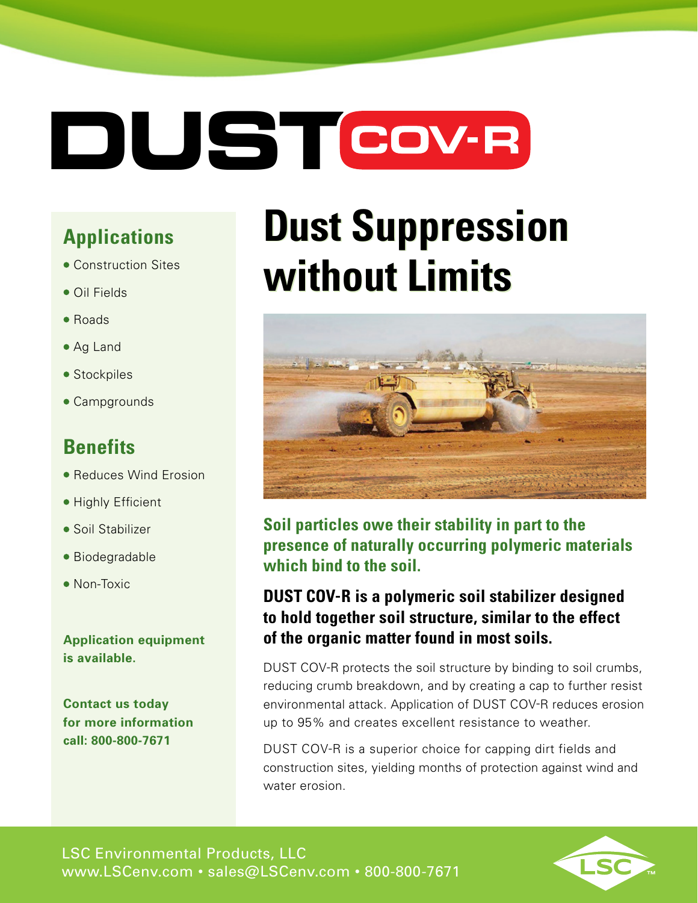# DUST COV-R

## Applications

- Construction Sites
- Oil Fields
- Roads
- Ag Land
- Stockpiles
- Campgrounds

## Benefits

- Reduces Wind Erosion
- Highly Efficient
- Soil Stabilizer
- Biodegradable
- Non-Toxic

**Application equipment is available.**

**Contact us today for more information call: 800-800-7671**

# Dust Suppression without Limits

**Soil particles owe their stability in part to the presence of naturally occurring polymeric materials which bind to the soil.**

**DUST COV-R is a polymeric soil stabilizer designed to hold together soil structure, similar to the effect of the organic matter found in most soils.**

DUST COV-R protects the soil structure by binding to soil crumbs, reducing crumb breakdown, and by creating a cap to further resist environmental attack. Application of DUST COV-R reduces erosion up to 95% and creates excellent resistance to weather.

DUST COV-R is a superior choice for capping dirt fields and construction sites, yielding months of protection against wind and water erosion.

LSC Environmental Products, LLC
www.LSCenv.com • sales@LSCenv.com • 800-800-7671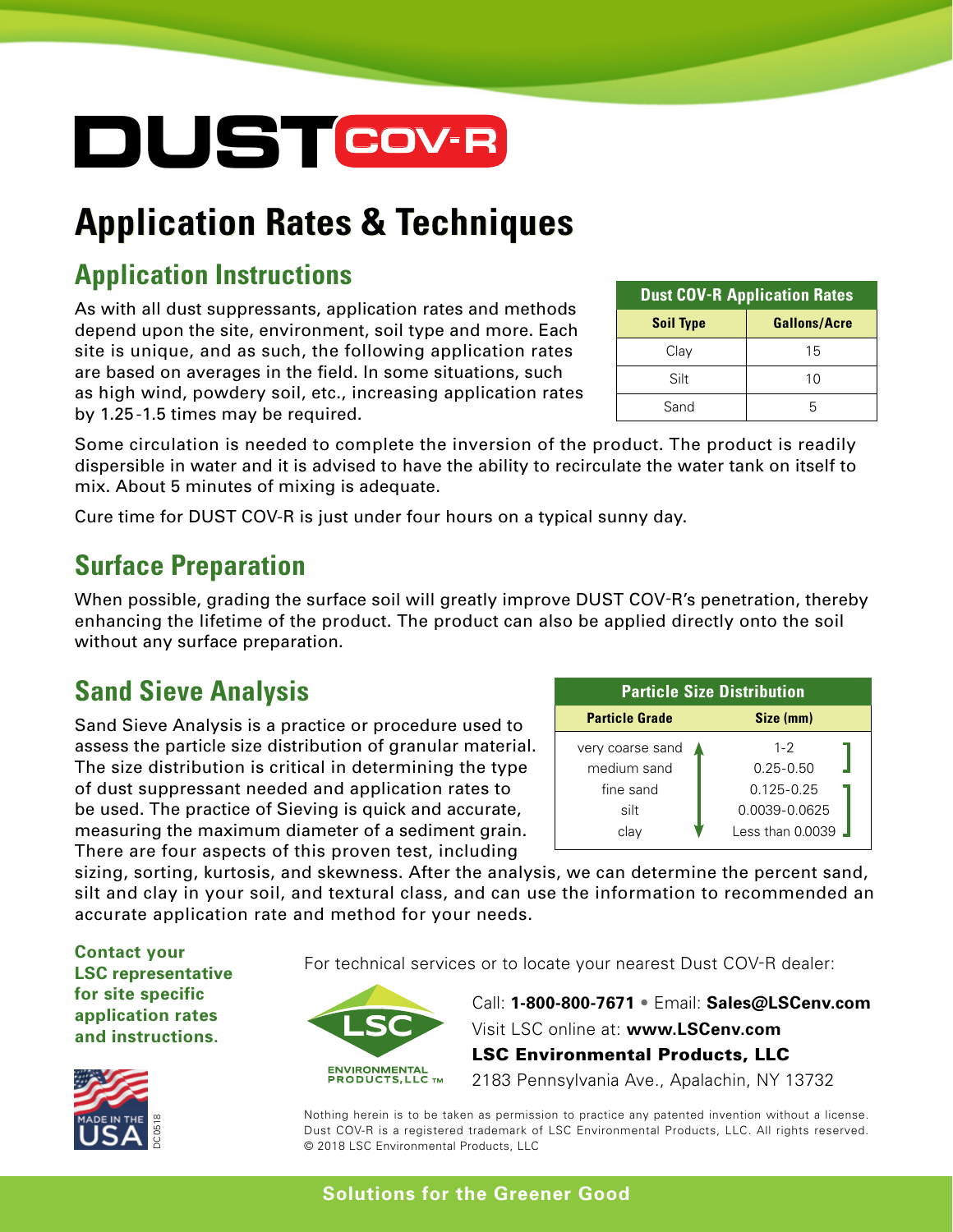# DUST COV-R

## Application Rates & Techniques

### Application Instructions

As with all dust suppressants, application rates and methods depend upon the site, environment, soil type and more. Each site is unique, and as such, the following application rates are based on averages in the field. In some situations, such as high wind, powdery soil, etc., increasing application rates by 1.25-1.5 times may be required.

| Dust COV-R Application Rates | |
|---|---|
| **Soil Type** | **Gallons/Acre** |
| Clay | 15 |
| Silt | 10 |
| Sand | 5 |

Some circulation is needed to complete the inversion of the product. The product is readily dispersible in water and it is advised to have the ability to recirculate the water tank on itself to mix. About 5 minutes of mixing is adequate.

Cure time for DUST COV-R is just under four hours on a typical sunny day.

### Surface Preparation

When possible, grading the surface soil will greatly improve DUST COV-R's penetration, thereby enhancing the lifetime of the product. The product can also be applied directly onto the soil without any surface preparation.

### Sand Sieve Analysis

Sand Sieve Analysis is a practice or procedure used to assess the particle size distribution of granular material. The size distribution is critical in determining the type of dust suppressant needed and application rates to be used. The practice of Sieving is quick and accurate, measuring the maximum diameter of a sediment grain. There are four aspects of this proven test, including sizing, sorting, kurtosis, and skewness. After the analysis, we can determine the percent sand, silt and clay in your soil, and textural class, and can use the information to recommended an accurate application rate and method for your needs.

| Particle Size Distribution | |
|---|---|
| **Particle Grade** | **Size (mm)** |
| very coarse sand | 1-2 |
| medium sand | 0.25-0.50 |
| fine sand | 0.125-0.25 |
| silt | 0.0039-0.0625 |
| clay | Less than 0.0039 |

**Contact your LSC representative for site specific application rates and instructions.**

For technical services or to locate your nearest Dust COV-R dealer:

LSC ENVIRONMENTAL PRODUCTS, LLC ™

Call: **1-800-800-7671** • Email: **Sales@LSCenv.com**
Visit LSC online at: **www.LSCenv.com**
**LSC Environmental Products, LLC**
2183 Pennsylvania Ave., Apalachin, NY 13732

MADE IN THE USA

DC0518

Nothing herein is to be taken as permission to practice any patented invention without a license. Dust COV-R is a registered trademark of LSC Environmental Products, LLC. All rights reserved. © 2018 LSC Environmental Products, LLC

**Solutions for the Greener Good**